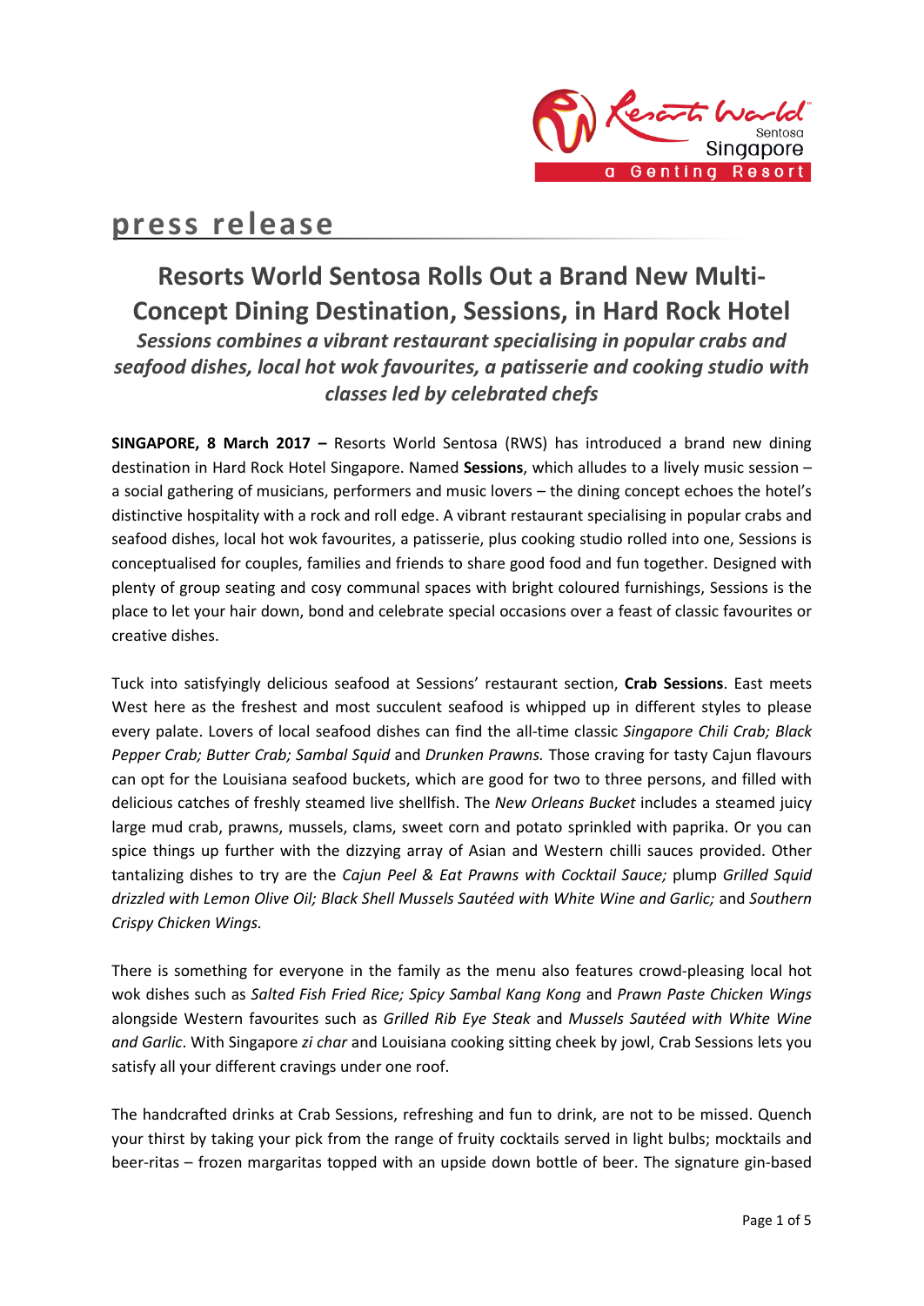press release

# Resorts World Sentosa Rolls Out a Brand New Multi-Concept Dining Destination, Sessions, in Hard Rock Hotel

***Sessions combines a vibrant restaurant specialising in popular crabs and seafood dishes, local hot wok favourites, a patisserie and cooking studio with classes led by celebrated chefs***

**SINGAPORE, 8 March 2017 –** Resorts World Sentosa (RWS) has introduced a brand new dining destination in Hard Rock Hotel Singapore. Named **Sessions**, which alludes to a lively music session – a social gathering of musicians, performers and music lovers – the dining concept echoes the hotel's distinctive hospitality with a rock and roll edge. A vibrant restaurant specialising in popular crabs and seafood dishes, local hot wok favourites, a patisserie, plus cooking studio rolled into one, Sessions is conceptualised for couples, families and friends to share good food and fun together. Designed with plenty of group seating and cosy communal spaces with bright coloured furnishings, Sessions is the place to let your hair down, bond and celebrate special occasions over a feast of classic favourites or creative dishes.

Tuck into satisfyingly delicious seafood at Sessions' restaurant section, **Crab Sessions**. East meets West here as the freshest and most succulent seafood is whipped up in different styles to please every palate. Lovers of local seafood dishes can find the all-time classic *Singapore Chili Crab; Black Pepper Crab; Butter Crab; Sambal Squid* and *Drunken Prawns.* Those craving for tasty Cajun flavours can opt for the Louisiana seafood buckets, which are good for two to three persons, and filled with delicious catches of freshly steamed live shellfish. The *New Orleans Bucket* includes a steamed juicy large mud crab, prawns, mussels, clams, sweet corn and potato sprinkled with paprika. Or you can spice things up further with the dizzying array of Asian and Western chilli sauces provided. Other tantalizing dishes to try are the *Cajun Peel & Eat Prawns with Cocktail Sauce;* plump *Grilled Squid drizzled with Lemon Olive Oil; Black Shell Mussels Sautéed with White Wine and Garlic;* and *Southern Crispy Chicken Wings.*

There is something for everyone in the family as the menu also features crowd-pleasing local hot wok dishes such as *Salted Fish Fried Rice; Spicy Sambal Kang Kong* and *Prawn Paste Chicken Wings* alongside Western favourites such as *Grilled Rib Eye Steak* and *Mussels Sautéed with White Wine and Garlic*. With Singapore *zi char* and Louisiana cooking sitting cheek by jowl, Crab Sessions lets you satisfy all your different cravings under one roof.

The handcrafted drinks at Crab Sessions, refreshing and fun to drink, are not to be missed. Quench your thirst by taking your pick from the range of fruity cocktails served in light bulbs; mocktails and beer-ritas – frozen margaritas topped with an upside down bottle of beer. The signature gin-based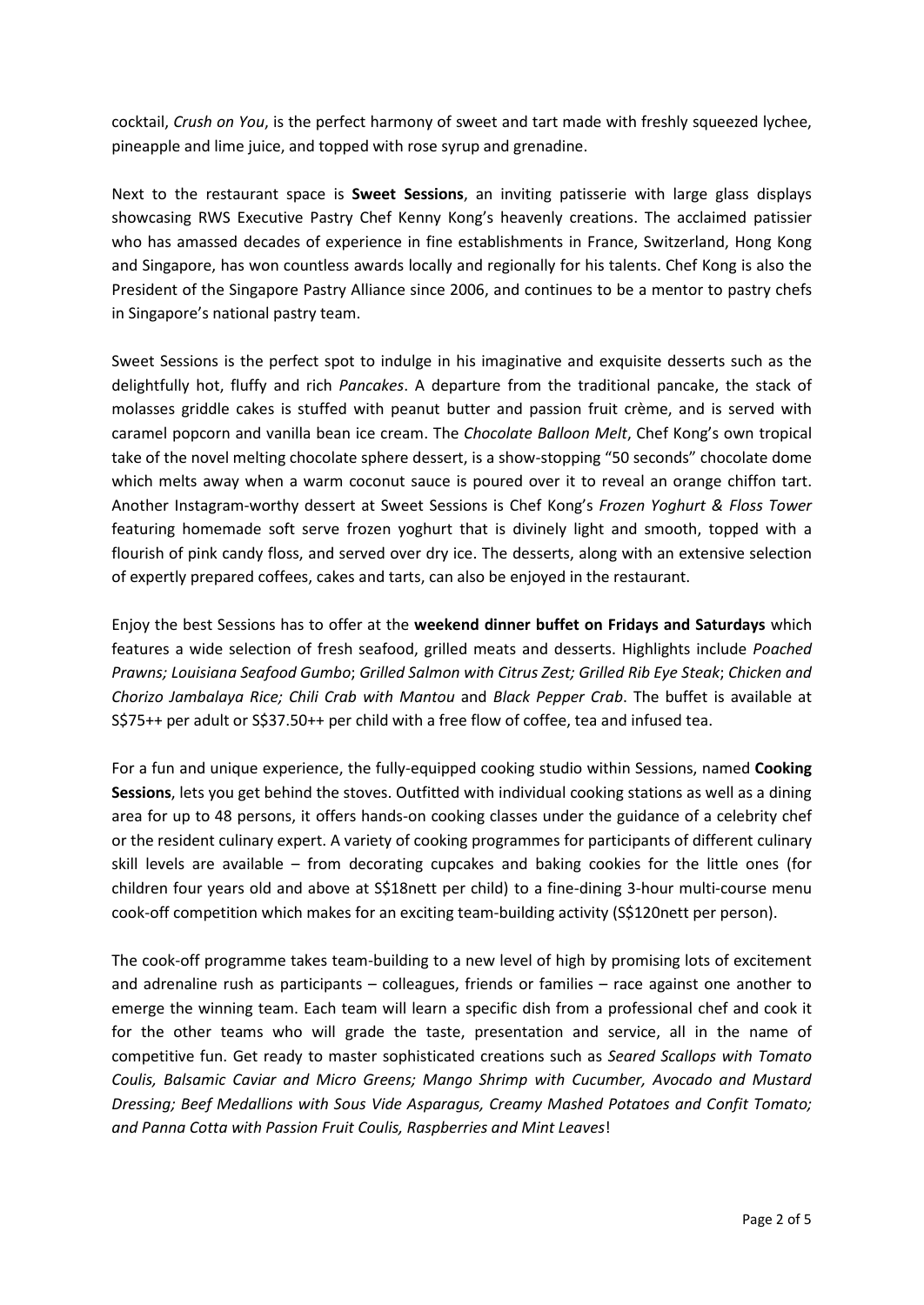cocktail, *Crush on You*, is the perfect harmony of sweet and tart made with freshly squeezed lychee, pineapple and lime juice, and topped with rose syrup and grenadine.

Next to the restaurant space is **Sweet Sessions**, an inviting patisserie with large glass displays showcasing RWS Executive Pastry Chef Kenny Kong's heavenly creations. The acclaimed patissier who has amassed decades of experience in fine establishments in France, Switzerland, Hong Kong and Singapore, has won countless awards locally and regionally for his talents. Chef Kong is also the President of the Singapore Pastry Alliance since 2006, and continues to be a mentor to pastry chefs in Singapore's national pastry team.

Sweet Sessions is the perfect spot to indulge in his imaginative and exquisite desserts such as the delightfully hot, fluffy and rich *Pancakes*. A departure from the traditional pancake, the stack of molasses griddle cakes is stuffed with peanut butter and passion fruit crème, and is served with caramel popcorn and vanilla bean ice cream. The *Chocolate Balloon Melt*, Chef Kong's own tropical take of the novel melting chocolate sphere dessert, is a show-stopping "50 seconds" chocolate dome which melts away when a warm coconut sauce is poured over it to reveal an orange chiffon tart. Another Instagram-worthy dessert at Sweet Sessions is Chef Kong's *Frozen Yoghurt & Floss Tower* featuring homemade soft serve frozen yoghurt that is divinely light and smooth, topped with a flourish of pink candy floss, and served over dry ice. The desserts, along with an extensive selection of expertly prepared coffees, cakes and tarts, can also be enjoyed in the restaurant.

Enjoy the best Sessions has to offer at the **weekend dinner buffet on Fridays and Saturdays** which features a wide selection of fresh seafood, grilled meats and desserts. Highlights include *Poached Prawns; Louisiana Seafood Gumbo*; *Grilled Salmon with Citrus Zest; Grilled Rib Eye Steak*; *Chicken and Chorizo Jambalaya Rice; Chili Crab with Mantou* and *Black Pepper Crab*. The buffet is available at S$75++ per adult or S$37.50++ per child with a free flow of coffee, tea and infused tea.

For a fun and unique experience, the fully-equipped cooking studio within Sessions, named **Cooking Sessions**, lets you get behind the stoves. Outfitted with individual cooking stations as well as a dining area for up to 48 persons, it offers hands-on cooking classes under the guidance of a celebrity chef or the resident culinary expert. A variety of cooking programmes for participants of different culinary skill levels are available – from decorating cupcakes and baking cookies for the little ones (for children four years old and above at S$18nett per child) to a fine-dining 3-hour multi-course menu cook-off competition which makes for an exciting team-building activity (S$120nett per person).

The cook-off programme takes team-building to a new level of high by promising lots of excitement and adrenaline rush as participants – colleagues, friends or families – race against one another to emerge the winning team. Each team will learn a specific dish from a professional chef and cook it for the other teams who will grade the taste, presentation and service, all in the name of competitive fun. Get ready to master sophisticated creations such as *Seared Scallops with Tomato Coulis, Balsamic Caviar and Micro Greens; Mango Shrimp with Cucumber, Avocado and Mustard Dressing; Beef Medallions with Sous Vide Asparagus, Creamy Mashed Potatoes and Confit Tomato; and Panna Cotta with Passion Fruit Coulis, Raspberries and Mint Leaves*!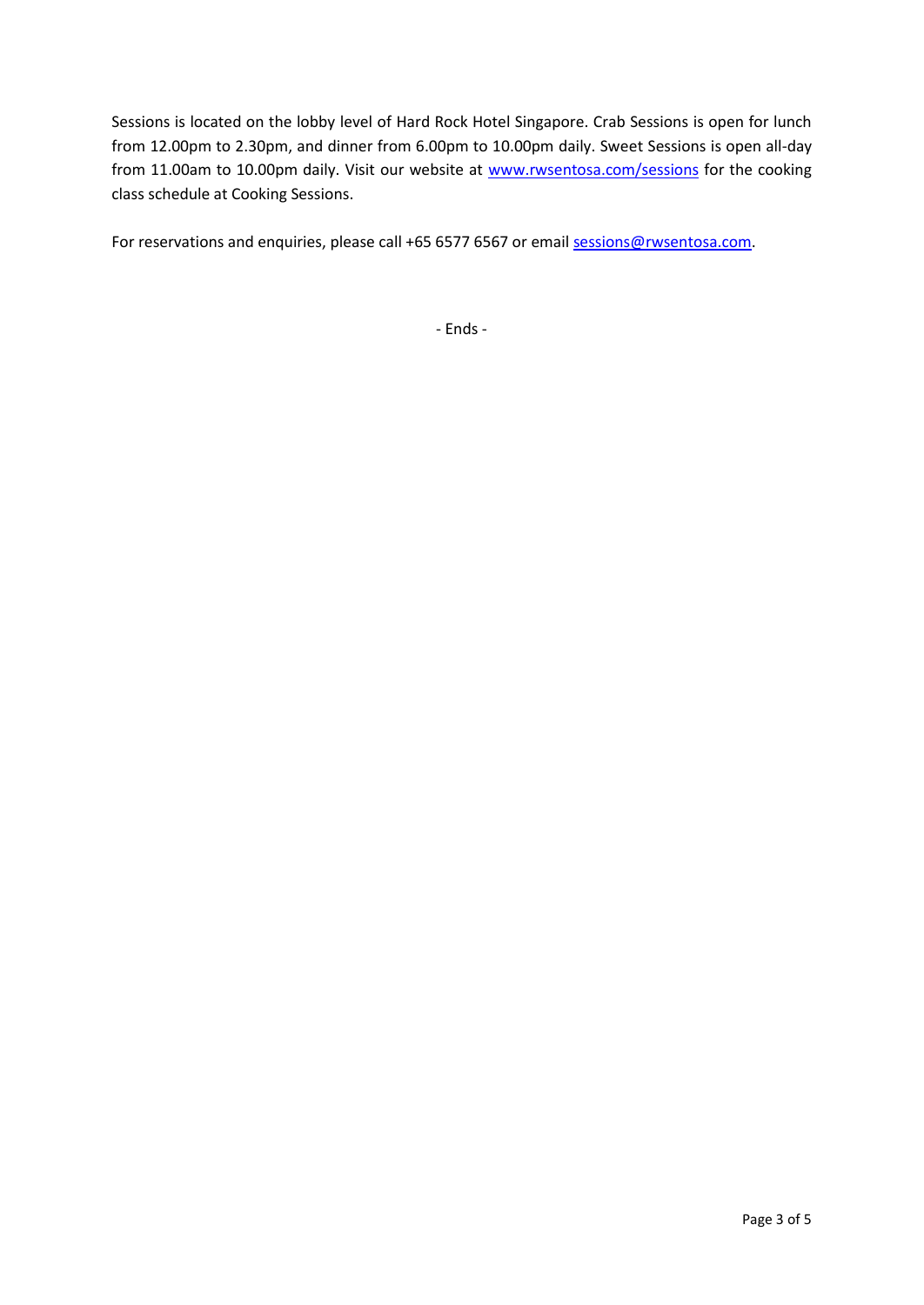Sessions is located on the lobby level of Hard Rock Hotel Singapore. Crab Sessions is open for lunch from 12.00pm to 2.30pm, and dinner from 6.00pm to 10.00pm daily. Sweet Sessions is open all-day from 11.00am to 10.00pm daily. Visit our website at [www.rwsentosa.com/sessions](http://www.rwsentosa.com/sessions) for the cooking class schedule at Cooking Sessions.

For reservations and enquiries, please call +65 6577 6567 or email [sessions@rwsentosa.com](mailto:sessions@rwsentosa.com).

- Ends -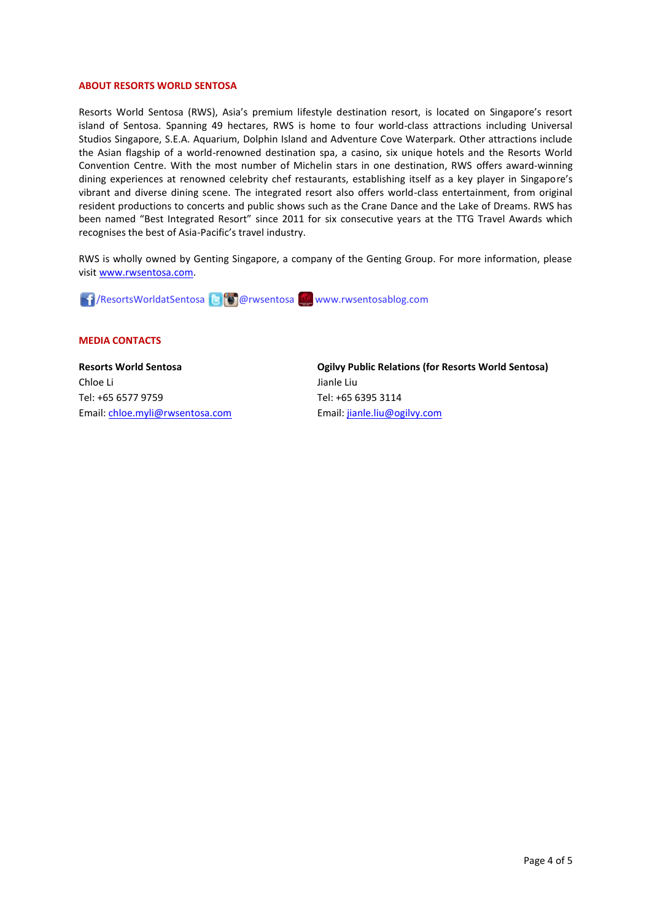## ABOUT RESORTS WORLD SENTOSA

Resorts World Sentosa (RWS), Asia's premium lifestyle destination resort, is located on Singapore's resort island of Sentosa. Spanning 49 hectares, RWS is home to four world-class attractions including Universal Studios Singapore, S.E.A. Aquarium, Dolphin Island and Adventure Cove Waterpark. Other attractions include the Asian flagship of a world-renowned destination spa, a casino, six unique hotels and the Resorts World Convention Centre. With the most number of Michelin stars in one destination, RWS offers award-winning dining experiences at renowned celebrity chef restaurants, establishing itself as a key player in Singapore's vibrant and diverse dining scene. The integrated resort also offers world-class entertainment, from original resident productions to concerts and public shows such as the Crane Dance and the Lake of Dreams. RWS has been named "Best Integrated Resort" since 2011 for six consecutive years at the TTG Travel Awards which recognises the best of Asia-Pacific's travel industry.

RWS is wholly owned by Genting Singapore, a company of the Genting Group. For more information, please visit www.rwsentosa.com.

/ResortsWorldatSentosa @rwsentosa www.rwsentosablog.com

## MEDIA CONTACTS

**Resorts World Sentosa**
Chloe Li
Tel: +65 6577 9759
Email: chloe.myli@rwsentosa.com

**Ogilvy Public Relations (for Resorts World Sentosa)**
Jianle Liu
Tel: +65 6395 3114
Email: jianle.liu@ogilvy.com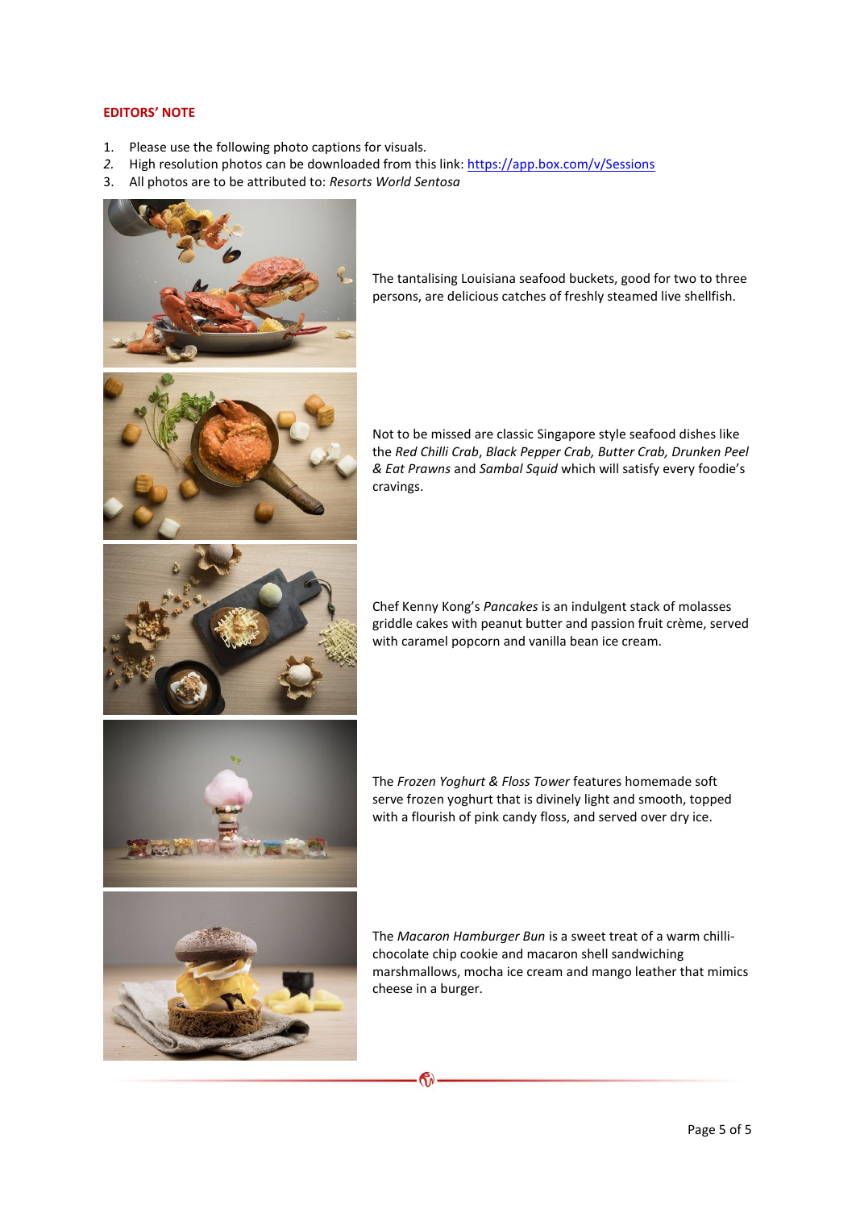**EDITORS' NOTE**

1. Please use the following photo captions for visuals.
2. High resolution photos can be downloaded from this link: https://app.box.com/v/Sessions
3. All photos are to be attributed to: *Resorts World Sentosa*

The tantalising Louisiana seafood buckets, good for two to three persons, are delicious catches of freshly steamed live shellfish.

Not to be missed are classic Singapore style seafood dishes like the *Red Chilli Crab*, *Black Pepper Crab, Butter Crab, Drunken Peel & Eat Prawns* and *Sambal Squid* which will satisfy every foodie's cravings.

Chef Kenny Kong's *Pancakes* is an indulgent stack of molasses griddle cakes with peanut butter and passion fruit crème, served with caramel popcorn and vanilla bean ice cream.

The *Frozen Yoghurt & Floss Tower* features homemade soft serve frozen yoghurt that is divinely light and smooth, topped with a flourish of pink candy floss, and served over dry ice.

The *Macaron Hamburger Bun* is a sweet treat of a warm chilli-chocolate chip cookie and macaron shell sandwiching marshmallows, mocha ice cream and mango leather that mimics cheese in a burger.